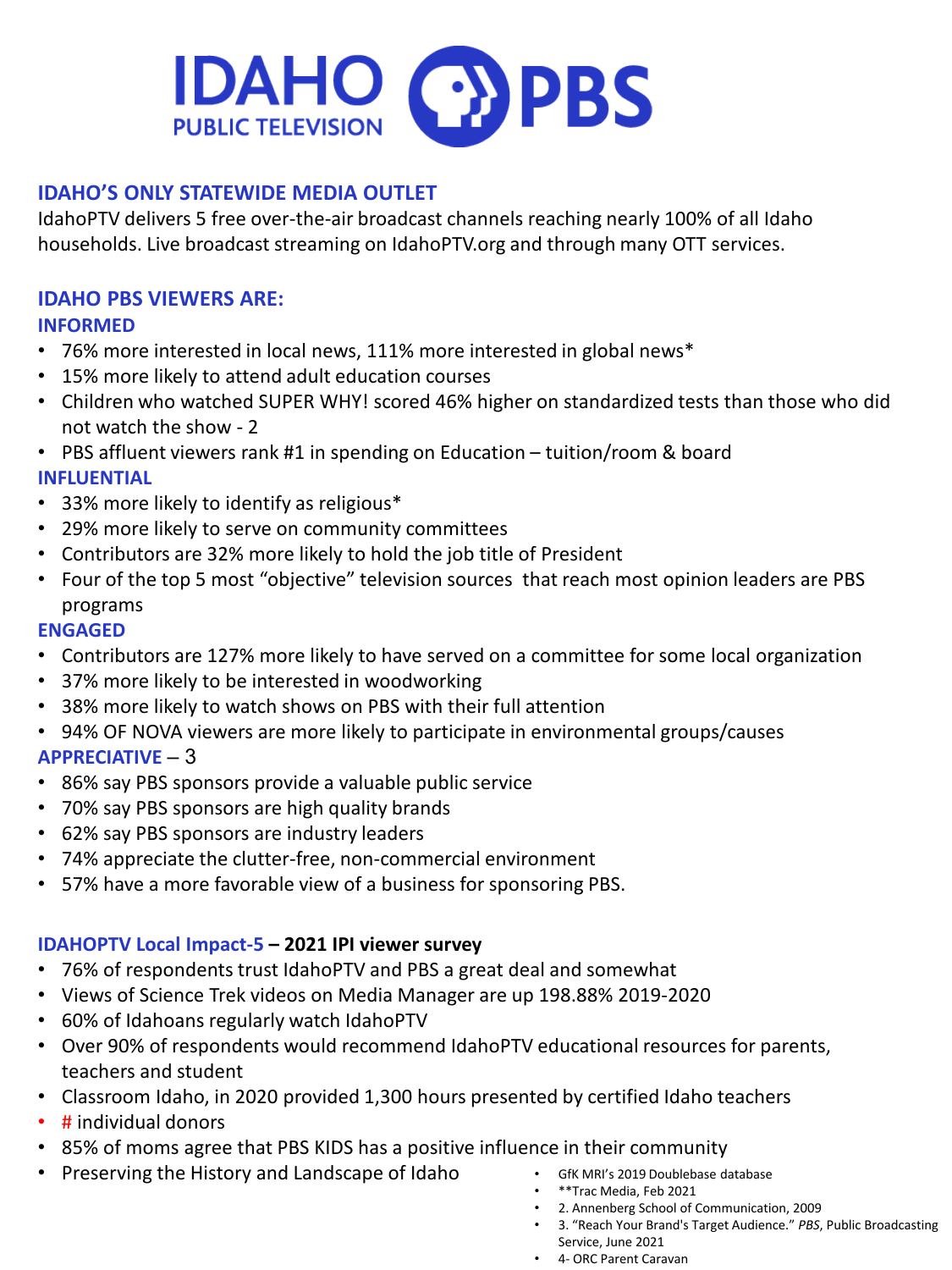# IDAHO PUBLIC TELEVISION PBS

## IDAHO'S ONLY STATEWIDE MEDIA OUTLET

IdahoPTV delivers 5 free over-the-air broadcast channels reaching nearly 100% of all Idaho households. Live broadcast streaming on IdahoPTV.org and through many OTT services.

## IDAHO PBS VIEWERS ARE:

### INFORMED

- 76% more interested in local news, 111% more interested in global news*
- 15% more likely to attend adult education courses
- Children who watched SUPER WHY! scored 46% higher on standardized tests than those who did not watch the show - 2
- PBS affluent viewers rank #1 in spending on Education – tuition/room & board

### INFLUENTIAL

- 33% more likely to identify as religious*
- 29% more likely to serve on community committees
- Contributors are 32% more likely to hold the job title of President
- Four of the top 5 most "objective" television sources that reach most opinion leaders are PBS programs

### ENGAGED

- Contributors are 127% more likely to have served on a committee for some local organization
- 37% more likely to be interested in woodworking
- 38% more likely to watch shows on PBS with their full attention
- 94% OF NOVA viewers are more likely to participate in environmental groups/causes

### APPRECIATIVE – 3

- 86% say PBS sponsors provide a valuable public service
- 70% say PBS sponsors are high quality brands
- 62% say PBS sponsors are industry leaders
- 74% appreciate the clutter-free, non-commercial environment
- 57% have a more favorable view of a business for sponsoring PBS.

### IDAHOPTV Local Impact-5 – **2021 IPI viewer survey**

- 76% of respondents trust IdahoPTV and PBS a great deal and somewhat
- Views of Science Trek videos on Media Manager are up 198.88% 2019-2020
- 60% of Idahoans regularly watch IdahoPTV
- Over 90% of respondents would recommend IdahoPTV educational resources for parents, teachers and student
- Classroom Idaho, in 2020 provided 1,300 hours presented by certified Idaho teachers
- # individual donors
- 85% of moms agree that PBS KIDS has a positive influence in their community
- Preserving the History and Landscape of Idaho

- GfK MRI's 2019 Doublebase database
- **Trac Media, Feb 2021
- 2. Annenberg School of Communication, 2009
- 3. "Reach Your Brand's Target Audience." *PBS*, Public Broadcasting Service, June 2021
- 4- ORC Parent Caravan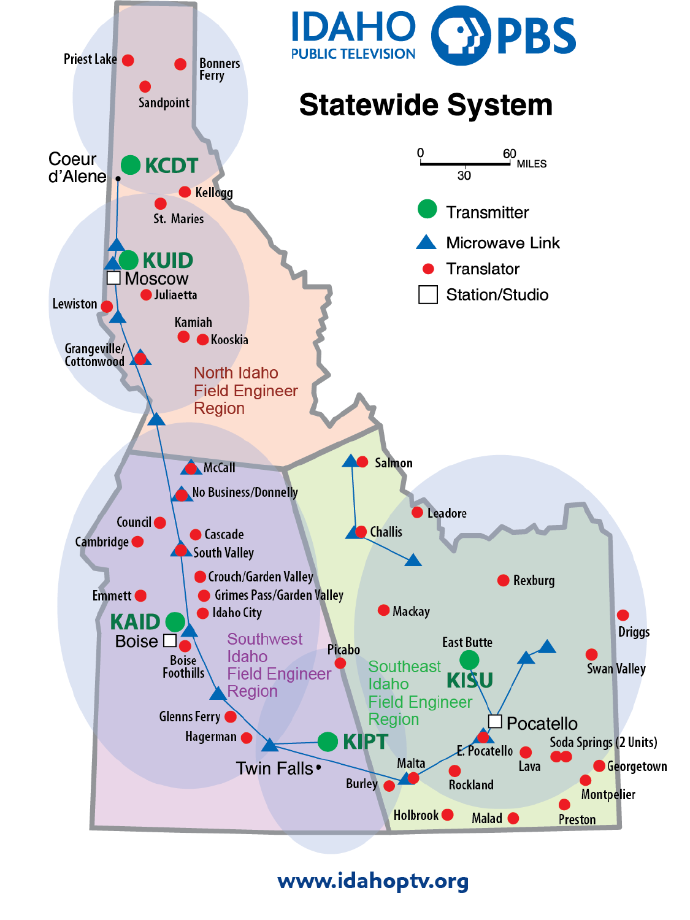IDAHO PUBLIC TELEVISION PBS

# Statewide System

0 30 60 MILES

Transmitter
Microwave Link
Translator
Station/Studio

Priest Lake
Bonners Ferry
Sandpoint
Coeur d'Alene
KCDT
Kellogg
St. Maries
KUID
Moscow
Juliaetta
Lewiston
Kamiah
Kooskia
Grangeville/Cottonwood
North Idaho Field Engineer Region
Salmon
McCall
No Business/Donnelly
Leadore
Challis
Council
Cascade
Cambridge
South Valley
Crouch/Garden Valley
Rexburg
Emmett
Grimes Pass/Garden Valley
Idaho City
Mackay
Driggs
KAID
Boise
Boise Foothills
Southwest Idaho Field Engineer Region
Picabo
East Butte
Swan Valley
Southeast Idaho Field Engineer Region
KISU
Pocatello
Glenns Ferry
Hagerman
KIPT
E. Pocatello
Soda Springs (2 Units)
Lava
Georgetown
Twin Falls
Malta
Burley
Rockland
Montpelier
Holbrook
Malad
Preston

www.idahoptv.org